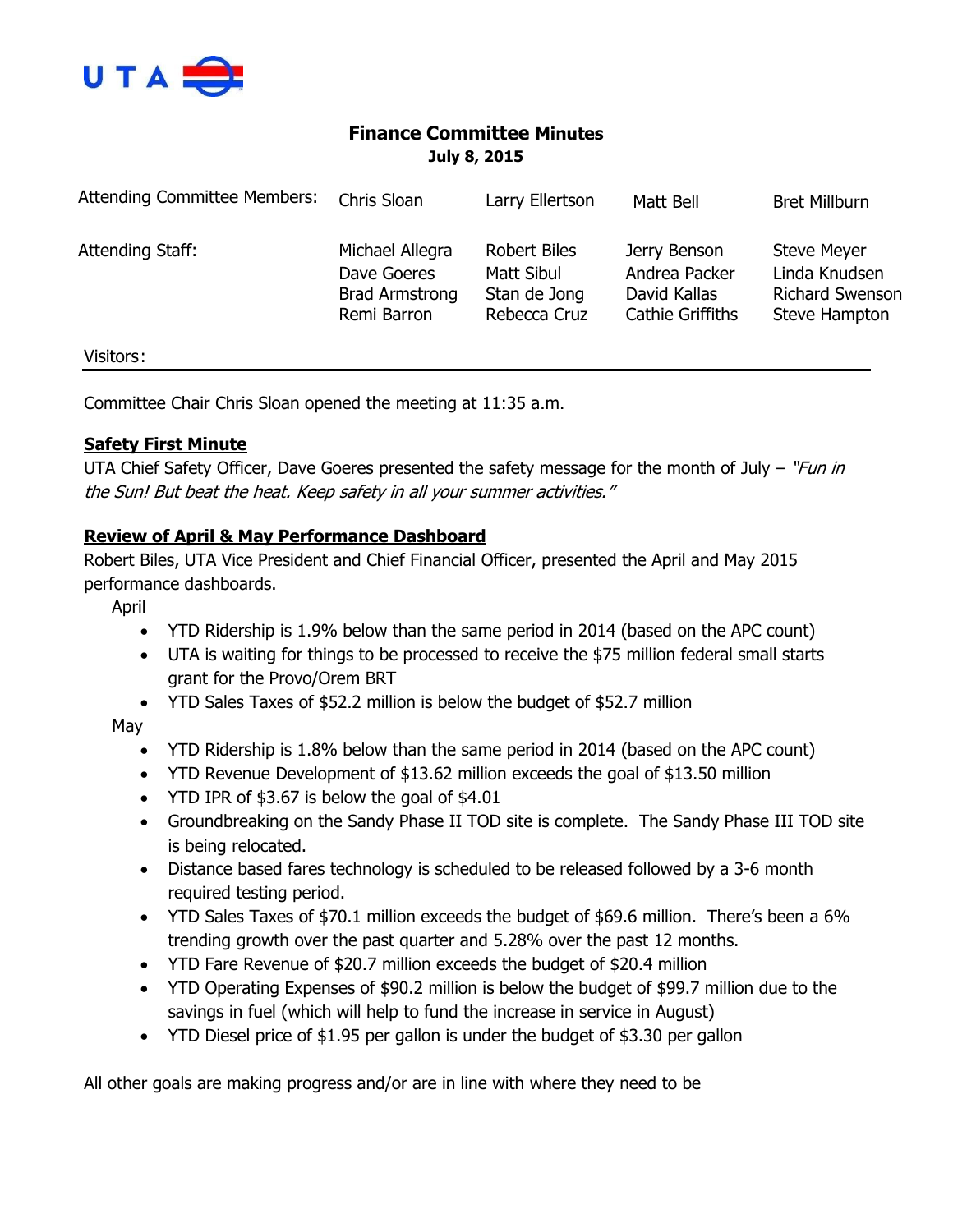UTA

# Finance Committee Minutes

**July 8, 2015**

| Attending Committee Members: | Chris Sloan | Larry Ellertson | Matt Bell | Bret Millburn |
|---|---|---|---|---|
| Attending Staff: | Michael Allegra | Robert Biles | Jerry Benson | Steve Meyer |
| | Dave Goeres | Matt Sibul | Andrea Packer | Linda Knudsen |
| | Brad Armstrong | Stan de Jong | David Kallas | Richard Swenson |
| | Remi Barron | Rebecca Cruz | Cathie Griffiths | Steve Hampton |

Visitors:

Committee Chair Chris Sloan opened the meeting at 11:35 a.m.

**Safety First Minute**

UTA Chief Safety Officer, Dave Goeres presented the safety message for the month of July – *"Fun in the Sun! But beat the heat. Keep safety in all your summer activities."*

**Review of April & May Performance Dashboard**

Robert Biles, UTA Vice President and Chief Financial Officer, presented the April and May 2015 performance dashboards.

April

- YTD Ridership is 1.9% below than the same period in 2014 (based on the APC count)
- UTA is waiting for things to be processed to receive the $75 million federal small starts grant for the Provo/Orem BRT
- YTD Sales Taxes of $52.2 million is below the budget of $52.7 million

May

- YTD Ridership is 1.8% below than the same period in 2014 (based on the APC count)
- YTD Revenue Development of $13.62 million exceeds the goal of $13.50 million
- YTD IPR of $3.67 is below the goal of $4.01
- Groundbreaking on the Sandy Phase II TOD site is complete. The Sandy Phase III TOD site is being relocated.
- Distance based fares technology is scheduled to be released followed by a 3-6 month required testing period.
- YTD Sales Taxes of $70.1 million exceeds the budget of $69.6 million. There's been a 6% trending growth over the past quarter and 5.28% over the past 12 months.
- YTD Fare Revenue of $20.7 million exceeds the budget of $20.4 million
- YTD Operating Expenses of $90.2 million is below the budget of $99.7 million due to the savings in fuel (which will help to fund the increase in service in August)
- YTD Diesel price of $1.95 per gallon is under the budget of $3.30 per gallon

All other goals are making progress and/or are in line with where they need to be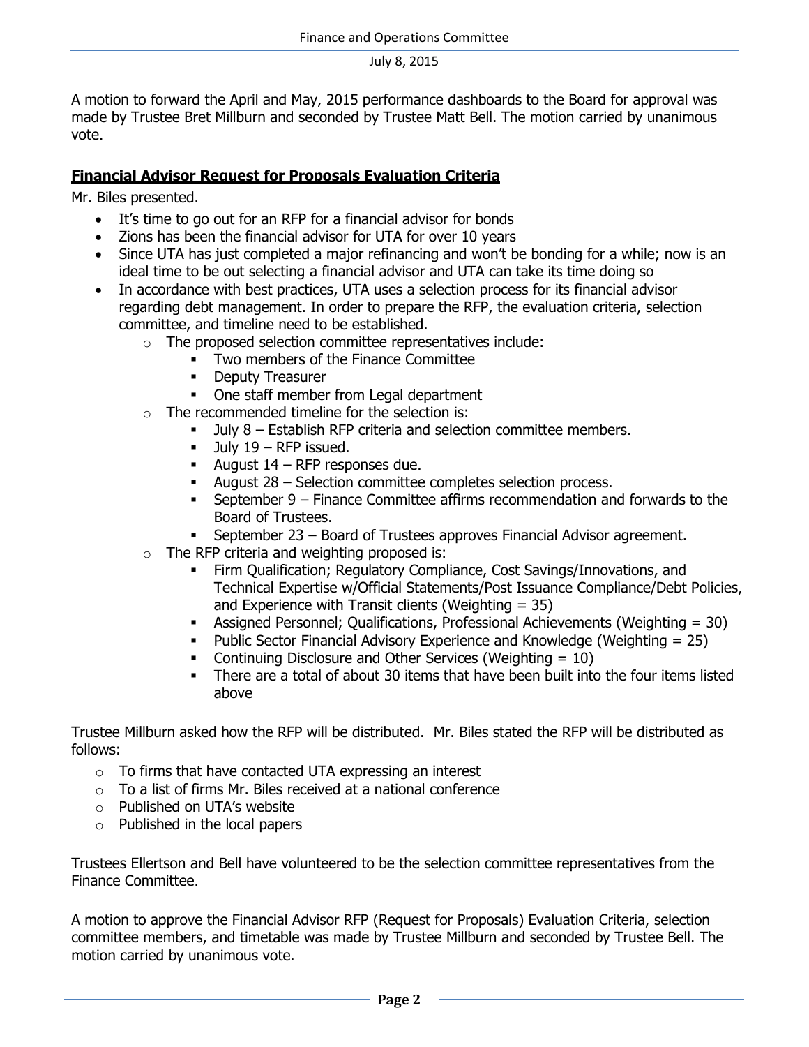A motion to forward the April and May, 2015 performance dashboards to the Board for approval was made by Trustee Bret Millburn and seconded by Trustee Matt Bell. The motion carried by unanimous vote.

## Financial Advisor Request for Proposals Evaluation Criteria

Mr. Biles presented.

- It's time to go out for an RFP for a financial advisor for bonds
- Zions has been the financial advisor for UTA for over 10 years
- Since UTA has just completed a major refinancing and won't be bonding for a while; now is an ideal time to be out selecting a financial advisor and UTA can take its time doing so
- In accordance with best practices, UTA uses a selection process for its financial advisor regarding debt management. In order to prepare the RFP, the evaluation criteria, selection committee, and timeline need to be established.
  - The proposed selection committee representatives include:
    - Two members of the Finance Committee
    - Deputy Treasurer
    - One staff member from Legal department
  - The recommended timeline for the selection is:
    - July 8 – Establish RFP criteria and selection committee members.
    - July 19 – RFP issued.
    - August 14 – RFP responses due.
    - August 28 – Selection committee completes selection process.
    - September 9 – Finance Committee affirms recommendation and forwards to the Board of Trustees.
    - September 23 – Board of Trustees approves Financial Advisor agreement.
  - The RFP criteria and weighting proposed is:
    - Firm Qualification; Regulatory Compliance, Cost Savings/Innovations, and Technical Expertise w/Official Statements/Post Issuance Compliance/Debt Policies, and Experience with Transit clients (Weighting = 35)
    - Assigned Personnel; Qualifications, Professional Achievements (Weighting = 30)
    - Public Sector Financial Advisory Experience and Knowledge (Weighting = 25)
    - Continuing Disclosure and Other Services (Weighting = 10)
    - There are a total of about 30 items that have been built into the four items listed above

Trustee Millburn asked how the RFP will be distributed. Mr. Biles stated the RFP will be distributed as follows:

- To firms that have contacted UTA expressing an interest
- To a list of firms Mr. Biles received at a national conference
- Published on UTA's website
- Published in the local papers

Trustees Ellertson and Bell have volunteered to be the selection committee representatives from the Finance Committee.

A motion to approve the Financial Advisor RFP (Request for Proposals) Evaluation Criteria, selection committee members, and timetable was made by Trustee Millburn and seconded by Trustee Bell. The motion carried by unanimous vote.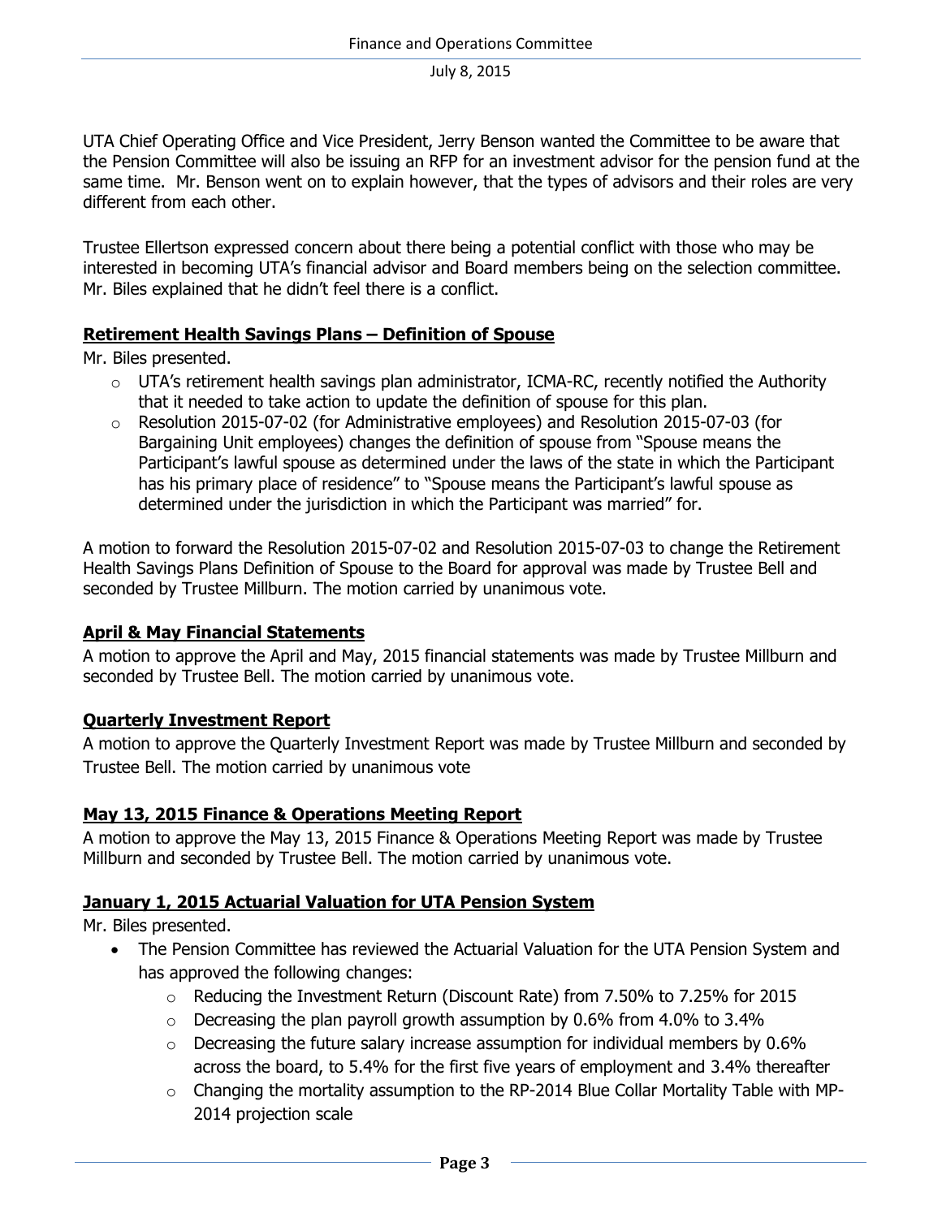UTA Chief Operating Office and Vice President, Jerry Benson wanted the Committee to be aware that the Pension Committee will also be issuing an RFP for an investment advisor for the pension fund at the same time. Mr. Benson went on to explain however, that the types of advisors and their roles are very different from each other.

Trustee Ellertson expressed concern about there being a potential conflict with those who may be interested in becoming UTA's financial advisor and Board members being on the selection committee. Mr. Biles explained that he didn't feel there is a conflict.

**Retirement Health Savings Plans – Definition of Spouse**

Mr. Biles presented.

- UTA's retirement health savings plan administrator, ICMA-RC, recently notified the Authority that it needed to take action to update the definition of spouse for this plan.
- Resolution 2015-07-02 (for Administrative employees) and Resolution 2015-07-03 (for Bargaining Unit employees) changes the definition of spouse from "Spouse means the Participant's lawful spouse as determined under the laws of the state in which the Participant has his primary place of residence" to "Spouse means the Participant's lawful spouse as determined under the jurisdiction in which the Participant was married" for.

A motion to forward the Resolution 2015-07-02 and Resolution 2015-07-03 to change the Retirement Health Savings Plans Definition of Spouse to the Board for approval was made by Trustee Bell and seconded by Trustee Millburn. The motion carried by unanimous vote.

**April & May Financial Statements**

A motion to approve the April and May, 2015 financial statements was made by Trustee Millburn and seconded by Trustee Bell. The motion carried by unanimous vote.

**Quarterly Investment Report**

A motion to approve the Quarterly Investment Report was made by Trustee Millburn and seconded by Trustee Bell. The motion carried by unanimous vote

**May 13, 2015 Finance & Operations Meeting Report**

A motion to approve the May 13, 2015 Finance & Operations Meeting Report was made by Trustee Millburn and seconded by Trustee Bell. The motion carried by unanimous vote.

**January 1, 2015 Actuarial Valuation for UTA Pension System**

Mr. Biles presented.

- The Pension Committee has reviewed the Actuarial Valuation for the UTA Pension System and has approved the following changes:
  - Reducing the Investment Return (Discount Rate) from 7.50% to 7.25% for 2015
  - Decreasing the plan payroll growth assumption by 0.6% from 4.0% to 3.4%
  - Decreasing the future salary increase assumption for individual members by 0.6% across the board, to 5.4% for the first five years of employment and 3.4% thereafter
  - Changing the mortality assumption to the RP-2014 Blue Collar Mortality Table with MP-2014 projection scale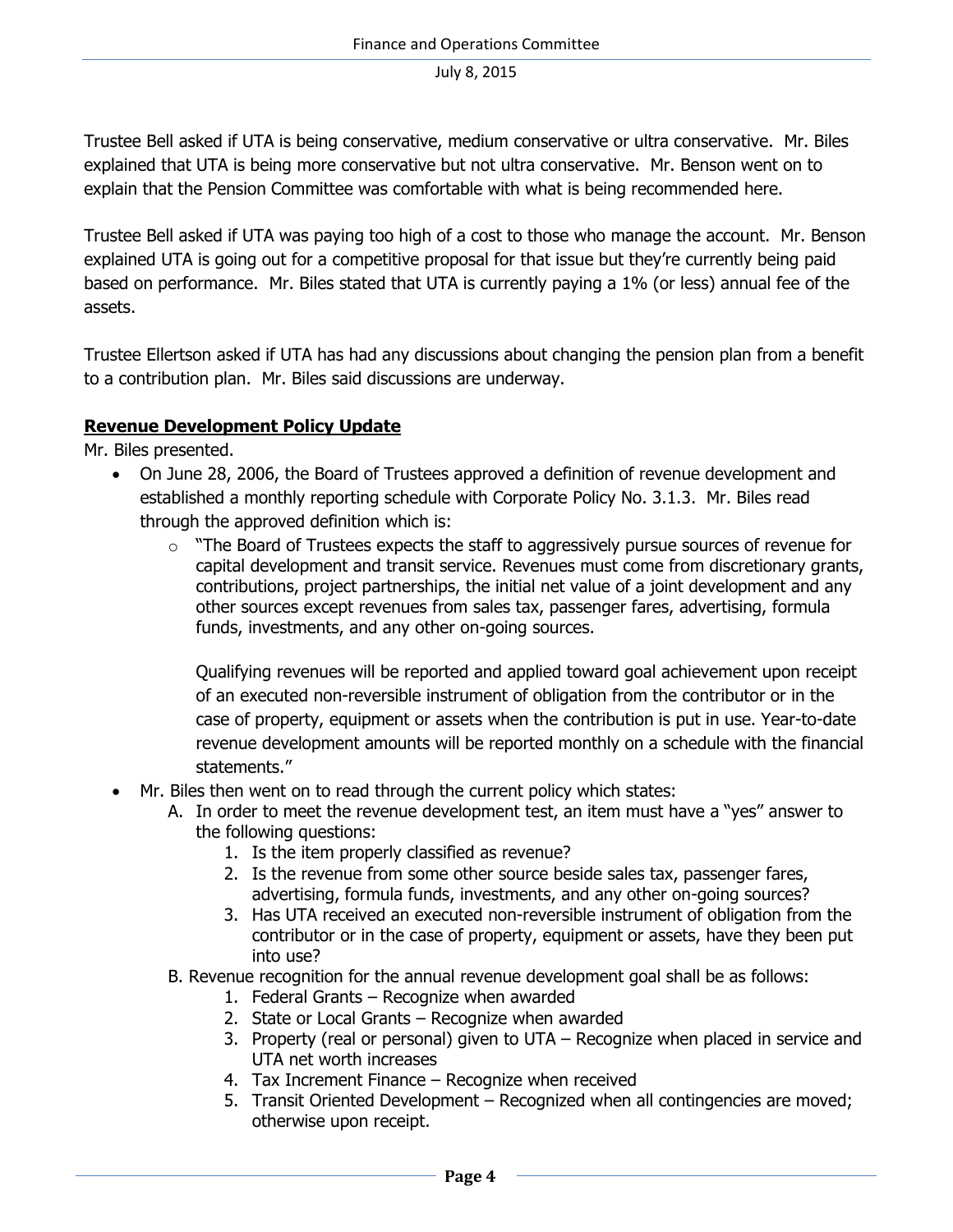Trustee Bell asked if UTA is being conservative, medium conservative or ultra conservative. Mr. Biles explained that UTA is being more conservative but not ultra conservative. Mr. Benson went on to explain that the Pension Committee was comfortable with what is being recommended here.

Trustee Bell asked if UTA was paying too high of a cost to those who manage the account. Mr. Benson explained UTA is going out for a competitive proposal for that issue but they're currently being paid based on performance. Mr. Biles stated that UTA is currently paying a 1% (or less) annual fee of the assets.

Trustee Ellertson asked if UTA has had any discussions about changing the pension plan from a benefit to a contribution plan. Mr. Biles said discussions are underway.

**Revenue Development Policy Update**

Mr. Biles presented.

- On June 28, 2006, the Board of Trustees approved a definition of revenue development and established a monthly reporting schedule with Corporate Policy No. 3.1.3. Mr. Biles read through the approved definition which is:
  - "The Board of Trustees expects the staff to aggressively pursue sources of revenue for capital development and transit service. Revenues must come from discretionary grants, contributions, project partnerships, the initial net value of a joint development and any other sources except revenues from sales tax, passenger fares, advertising, formula funds, investments, and any other on-going sources.

    Qualifying revenues will be reported and applied toward goal achievement upon receipt of an executed non-reversible instrument of obligation from the contributor or in the case of property, equipment or assets when the contribution is put in use. Year-to-date revenue development amounts will be reported monthly on a schedule with the financial statements."
- Mr. Biles then went on to read through the current policy which states:
  - A. In order to meet the revenue development test, an item must have a "yes" answer to the following questions:
    1. Is the item properly classified as revenue?
    2. Is the revenue from some other source beside sales tax, passenger fares, advertising, formula funds, investments, and any other on-going sources?
    3. Has UTA received an executed non-reversible instrument of obligation from the contributor or in the case of property, equipment or assets, have they been put into use?
  - B. Revenue recognition for the annual revenue development goal shall be as follows:
    1. Federal Grants – Recognize when awarded
    2. State or Local Grants – Recognize when awarded
    3. Property (real or personal) given to UTA – Recognize when placed in service and UTA net worth increases
    4. Tax Increment Finance – Recognize when received
    5. Transit Oriented Development – Recognized when all contingencies are moved; otherwise upon receipt.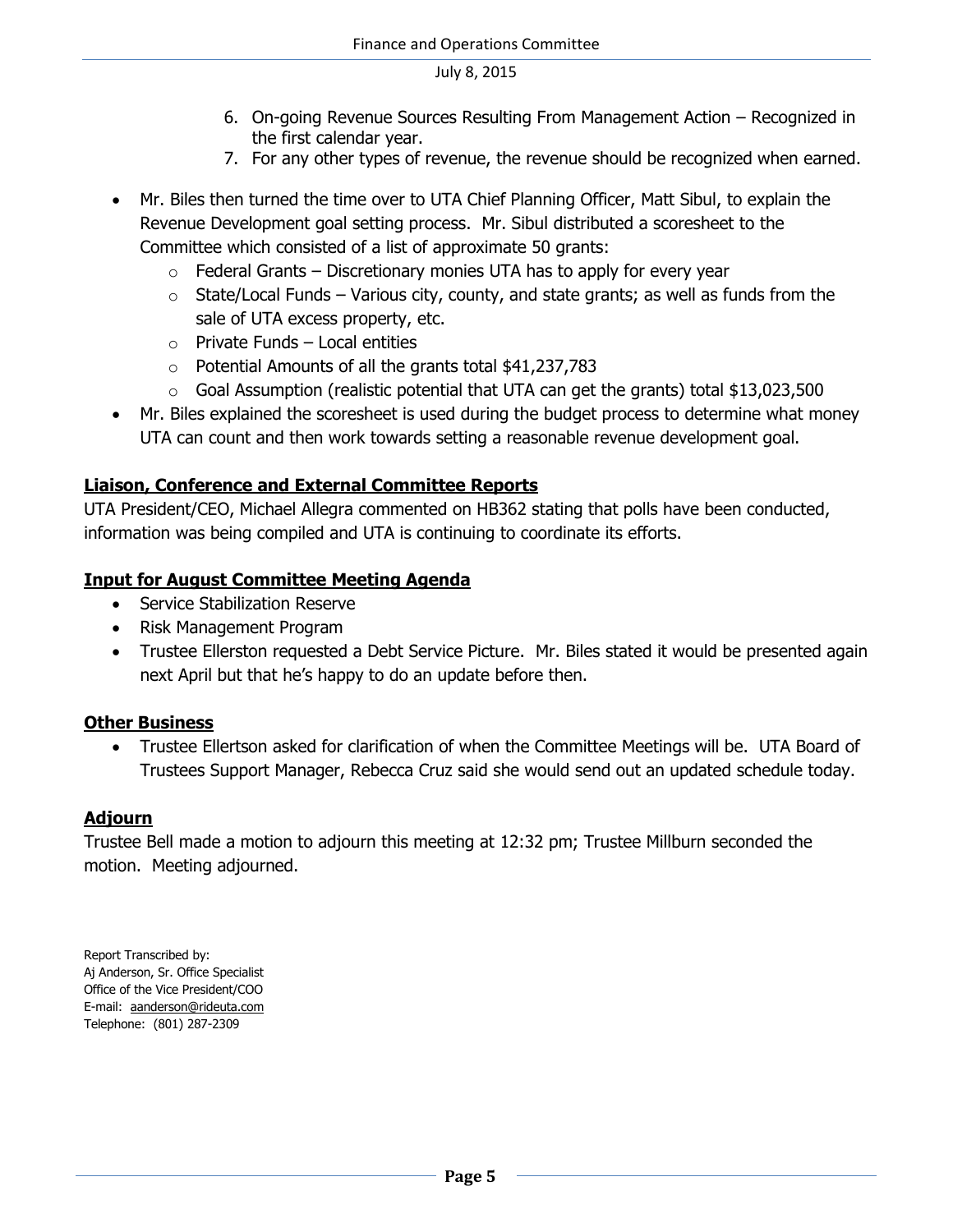6. On-going Revenue Sources Resulting From Management Action – Recognized in the first calendar year.
7. For any other types of revenue, the revenue should be recognized when earned.

- Mr. Biles then turned the time over to UTA Chief Planning Officer, Matt Sibul, to explain the Revenue Development goal setting process. Mr. Sibul distributed a scoresheet to the Committee which consisted of a list of approximate 50 grants:
  - Federal Grants – Discretionary monies UTA has to apply for every year
  - State/Local Funds – Various city, county, and state grants; as well as funds from the sale of UTA excess property, etc.
  - Private Funds – Local entities
  - Potential Amounts of all the grants total $41,237,783
  - Goal Assumption (realistic potential that UTA can get the grants) total $13,023,500
- Mr. Biles explained the scoresheet is used during the budget process to determine what money UTA can count and then work towards setting a reasonable revenue development goal.

## **Liaison, Conference and External Committee Reports**

UTA President/CEO, Michael Allegra commented on HB362 stating that polls have been conducted, information was being compiled and UTA is continuing to coordinate its efforts.

## **Input for August Committee Meeting Agenda**

- Service Stabilization Reserve
- Risk Management Program
- Trustee Ellerston requested a Debt Service Picture. Mr. Biles stated it would be presented again next April but that he's happy to do an update before then.

## **Other Business**

- Trustee Ellertson asked for clarification of when the Committee Meetings will be. UTA Board of Trustees Support Manager, Rebecca Cruz said she would send out an updated schedule today.

## **Adjourn**

Trustee Bell made a motion to adjourn this meeting at 12:32 pm; Trustee Millburn seconded the motion. Meeting adjourned.

Report Transcribed by:
Aj Anderson, Sr. Office Specialist
Office of the Vice President/COO
E-mail: aanderson@rideuta.com
Telephone: (801) 287-2309